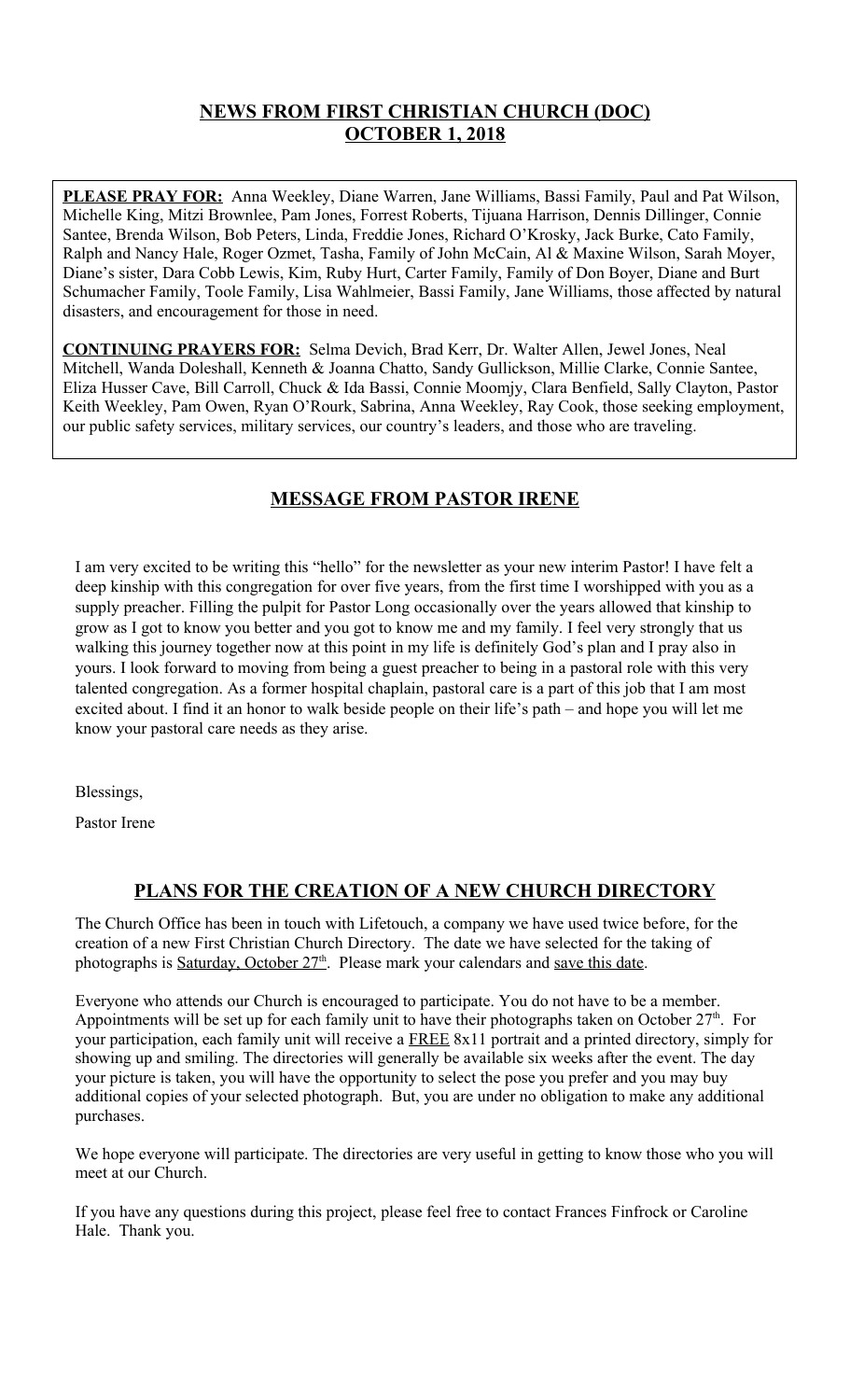# NEWS FROM FIRST CHRISTIAN CHURCH (DOC)
# OCTOBER 1, 2018

**PLEASE PRAY FOR:** Anna Weekley, Diane Warren, Jane Williams, Bassi Family, Paul and Pat Wilson, Michelle King, Mitzi Brownlee, Pam Jones, Forrest Roberts, Tijuana Harrison, Dennis Dillinger, Connie Santee, Brenda Wilson, Bob Peters, Linda, Freddie Jones, Richard O'Krosky, Jack Burke, Cato Family, Ralph and Nancy Hale, Roger Ozmet, Tasha, Family of John McCain, Al & Maxine Wilson, Sarah Moyer, Diane's sister, Dara Cobb Lewis, Kim, Ruby Hurt, Carter Family, Family of Don Boyer, Diane and Burt Schumacher Family, Toole Family, Lisa Wahlmeier, Bassi Family, Jane Williams, those affected by natural disasters, and encouragement for those in need.

**CONTINUING PRAYERS FOR:** Selma Devich, Brad Kerr, Dr. Walter Allen, Jewel Jones, Neal Mitchell, Wanda Doleshall, Kenneth & Joanna Chatto, Sandy Gullickson, Millie Clarke, Connie Santee, Eliza Husser Cave, Bill Carroll, Chuck & Ida Bassi, Connie Moomjy, Clara Benfield, Sally Clayton, Pastor Keith Weekley, Pam Owen, Ryan O'Rourk, Sabrina, Anna Weekley, Ray Cook, those seeking employment, our public safety services, military services, our country's leaders, and those who are traveling.

## MESSAGE FROM PASTOR IRENE

I am very excited to be writing this "hello" for the newsletter as your new interim Pastor! I have felt a deep kinship with this congregation for over five years, from the first time I worshipped with you as a supply preacher. Filling the pulpit for Pastor Long occasionally over the years allowed that kinship to grow as I got to know you better and you got to know me and my family. I feel very strongly that us walking this journey together now at this point in my life is definitely God's plan and I pray also in yours. I look forward to moving from being a guest preacher to being in a pastoral role with this very talented congregation. As a former hospital chaplain, pastoral care is a part of this job that I am most excited about. I find it an honor to walk beside people on their life's path – and hope you will let me know your pastoral care needs as they arise.

Blessings,

Pastor Irene

## PLANS FOR THE CREATION OF A NEW CHURCH DIRECTORY

The Church Office has been in touch with Lifetouch, a company we have used twice before, for the creation of a new First Christian Church Directory. The date we have selected for the taking of photographs is Saturday, October 27th. Please mark your calendars and save this date.

Everyone who attends our Church is encouraged to participate. You do not have to be a member. Appointments will be set up for each family unit to have their photographs taken on October 27th. For your participation, each family unit will receive a FREE 8x11 portrait and a printed directory, simply for showing up and smiling. The directories will generally be available six weeks after the event. The day your picture is taken, you will have the opportunity to select the pose you prefer and you may buy additional copies of your selected photograph. But, you are under no obligation to make any additional purchases.

We hope everyone will participate. The directories are very useful in getting to know those who you will meet at our Church.

If you have any questions during this project, please feel free to contact Frances Finfrock or Caroline Hale. Thank you.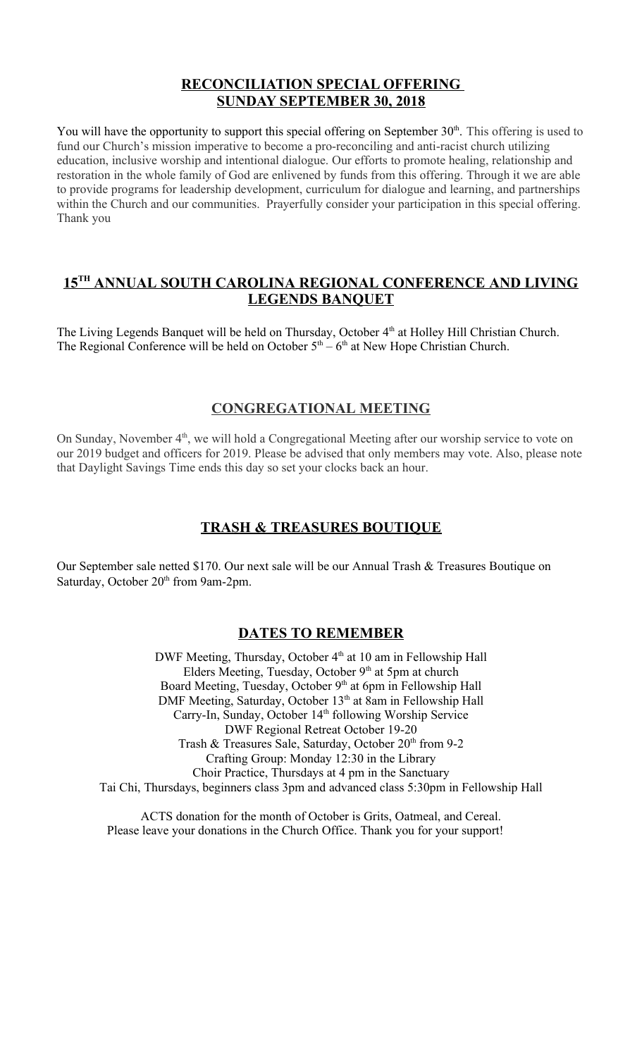## RECONCILIATION SPECIAL OFFERING SUNDAY SEPTEMBER 30, 2018

You will have the opportunity to support this special offering on September 30th. This offering is used to fund our Church's mission imperative to become a pro-reconciling and anti-racist church utilizing education, inclusive worship and intentional dialogue. Our efforts to promote healing, relationship and restoration in the whole family of God are enlivened by funds from this offering. Through it we are able to provide programs for leadership development, curriculum for dialogue and learning, and partnerships within the Church and our communities. Prayerfully consider your participation in this special offering. Thank you

## 15TH ANNUAL SOUTH CAROLINA REGIONAL CONFERENCE AND LIVING LEGENDS BANQUET

The Living Legends Banquet will be held on Thursday, October 4th at Holley Hill Christian Church. The Regional Conference will be held on October 5th – 6th at New Hope Christian Church.

## CONGREGATIONAL MEETING

On Sunday, November 4th, we will hold a Congregational Meeting after our worship service to vote on our 2019 budget and officers for 2019. Please be advised that only members may vote. Also, please note that Daylight Savings Time ends this day so set your clocks back an hour.

## TRASH & TREASURES BOUTIQUE

Our September sale netted $170. Our next sale will be our Annual Trash & Treasures Boutique on Saturday, October 20th from 9am-2pm.

## DATES TO REMEMBER

DWF Meeting, Thursday, October 4th at 10 am in Fellowship Hall
Elders Meeting, Tuesday, October 9th at 5pm at church
Board Meeting, Tuesday, October 9th at 6pm in Fellowship Hall
DMF Meeting, Saturday, October 13th at 8am in Fellowship Hall
Carry-In, Sunday, October 14th following Worship Service
DWF Regional Retreat October 19-20
Trash & Treasures Sale, Saturday, October 20th from 9-2
Crafting Group: Monday 12:30 in the Library
Choir Practice, Thursdays at 4 pm in the Sanctuary
Tai Chi, Thursdays, beginners class 3pm and advanced class 5:30pm in Fellowship Hall

ACTS donation for the month of October is Grits, Oatmeal, and Cereal.
Please leave your donations in the Church Office. Thank you for your support!